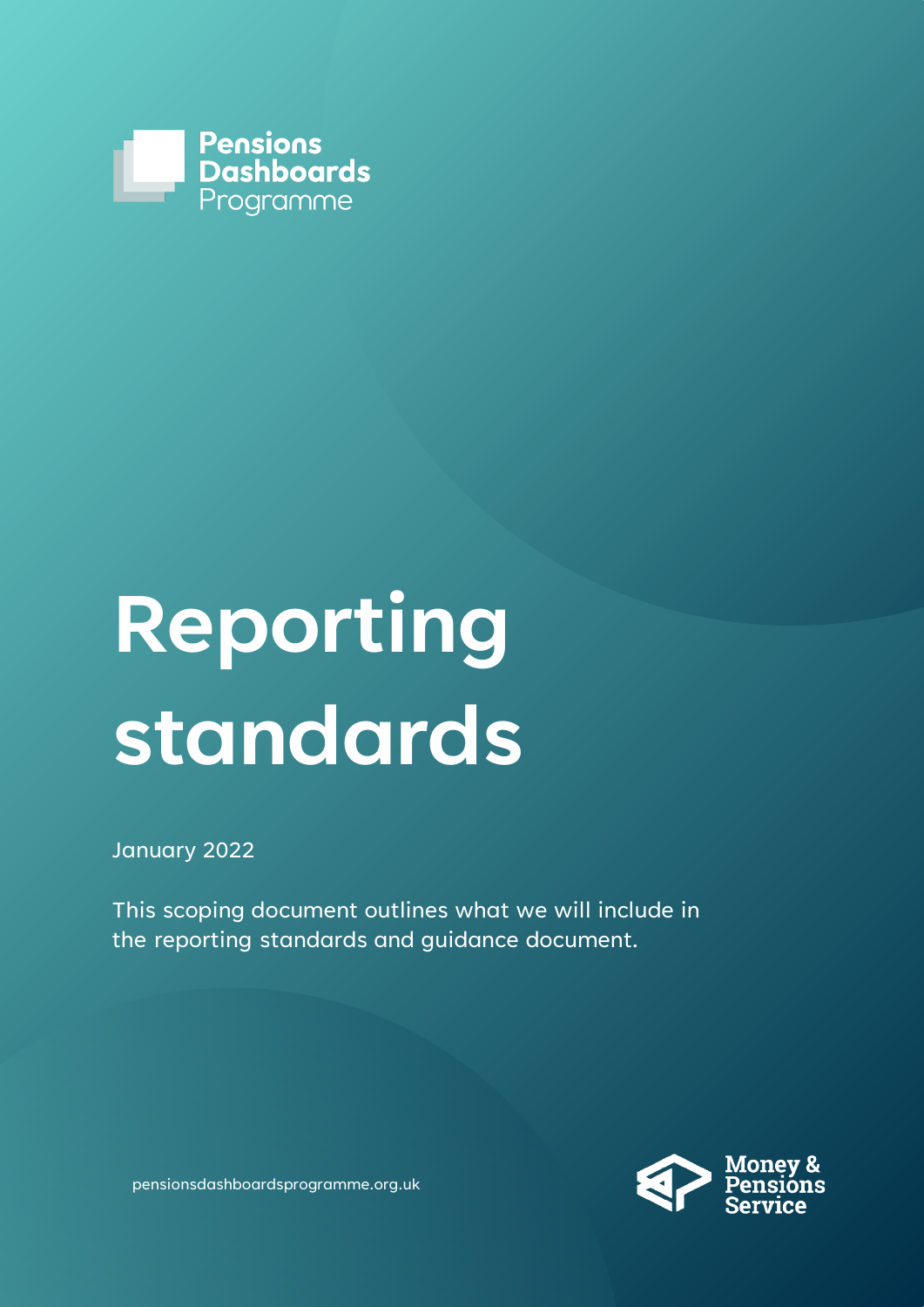Pensions Dashboards Programme

# Reporting standards

January 2022

This scoping document outlines what we will include in the reporting standards and guidance document.

pensionsdashboardsprogramme.org.uk

Money & Pensions Service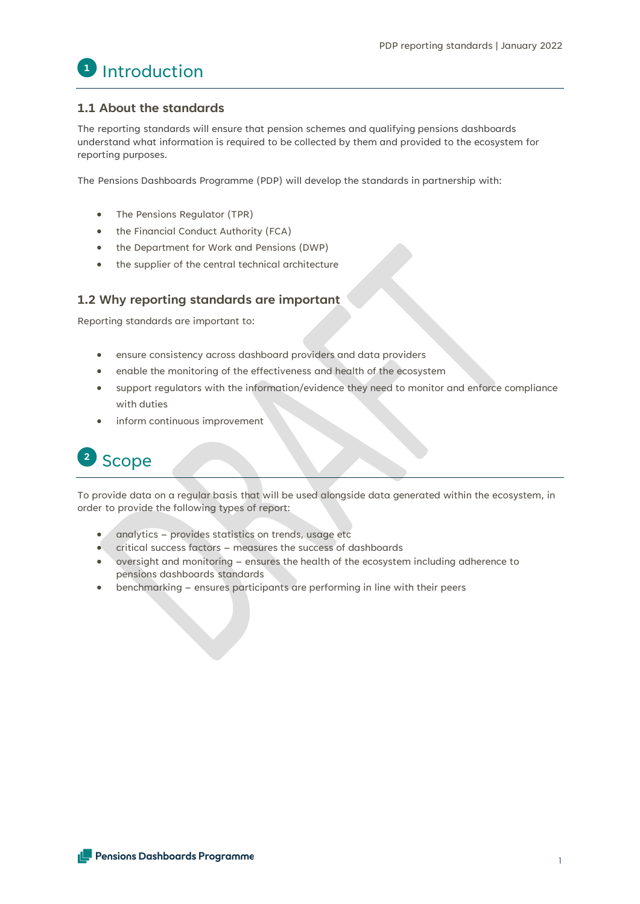# 1 Introduction

## 1.1 About the standards

The reporting standards will ensure that pension schemes and qualifying pensions dashboards understand what information is required to be collected by them and provided to the ecosystem for reporting purposes.

The Pensions Dashboards Programme (PDP) will develop the standards in partnership with:

- The Pensions Regulator (TPR)
- the Financial Conduct Authority (FCA)
- the Department for Work and Pensions (DWP)
- the supplier of the central technical architecture

## 1.2 Why reporting standards are important

Reporting standards are important to:

- ensure consistency across dashboard providers and data providers
- enable the monitoring of the effectiveness and health of the ecosystem
- support regulators with the information/evidence they need to monitor and enforce compliance with duties
- inform continuous improvement

# 2 Scope

To provide data on a regular basis that will be used alongside data generated within the ecosystem, in order to provide the following types of report:

- analytics – provides statistics on trends, usage etc
- critical success factors – measures the success of dashboards
- oversight and monitoring – ensures the health of the ecosystem including adherence to pensions dashboards standards
- benchmarking – ensures participants are performing in line with their peers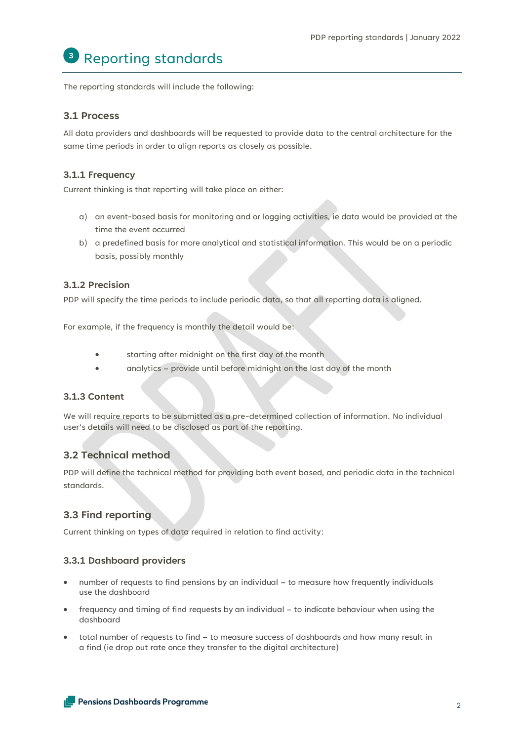# 3 Reporting standards

The reporting standards will include the following:

## 3.1 Process

All data providers and dashboards will be requested to provide data to the central architecture for the same time periods in order to align reports as closely as possible.

### 3.1.1 Frequency

Current thinking is that reporting will take place on either:

a) an event-based basis for monitoring and or logging activities, ie data would be provided at the time the event occurred
b) a predefined basis for more analytical and statistical information. This would be on a periodic basis, possibly monthly

### 3.1.2 Precision

PDP will specify the time periods to include periodic data, so that all reporting data is aligned.

For example, if the frequency is monthly the detail would be:

- starting after midnight on the first day of the month
- analytics – provide until before midnight on the last day of the month

### 3.1.3 Content

We will require reports to be submitted as a pre-determined collection of information. No individual user's details will need to be disclosed as part of the reporting.

## 3.2 Technical method

PDP will define the technical method for providing both event based, and periodic data in the technical standards.

## 3.3 Find reporting

Current thinking on types of data required in relation to find activity:

### 3.3.1 Dashboard providers

- number of requests to find pensions by an individual – to measure how frequently individuals use the dashboard
- frequency and timing of find requests by an individual – to indicate behaviour when using the dashboard
- total number of requests to find – to measure success of dashboards and how many result in a find (ie drop out rate once they transfer to the digital architecture)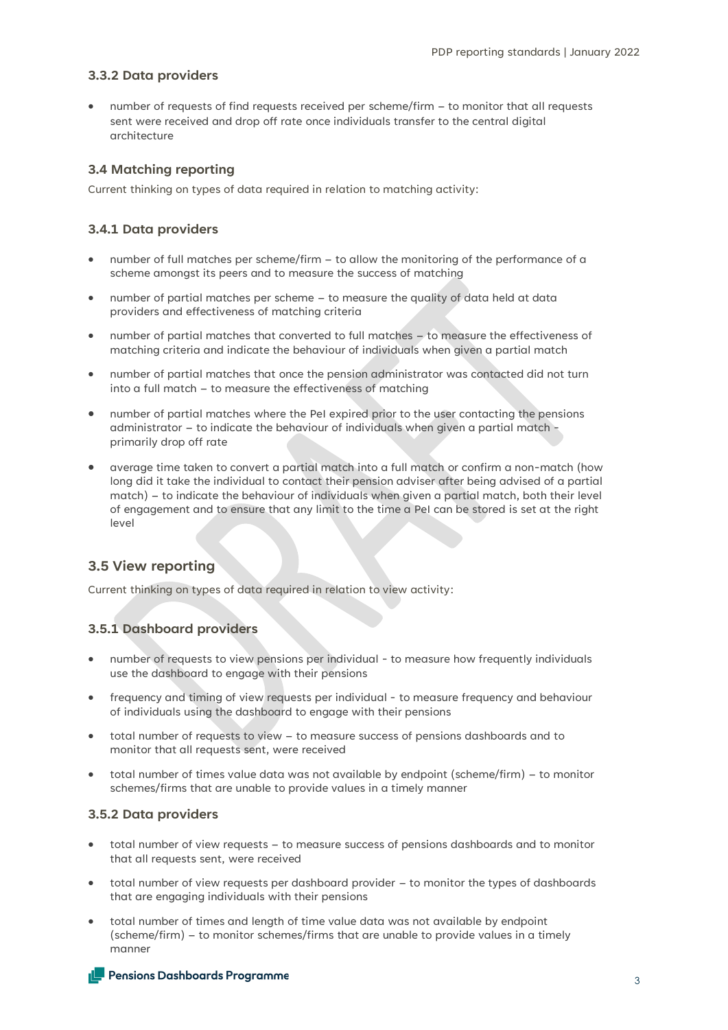### 3.3.2 Data providers

- number of requests of find requests received per scheme/firm – to monitor that all requests sent were received and drop off rate once individuals transfer to the central digital architecture

## 3.4 Matching reporting

Current thinking on types of data required in relation to matching activity:

### 3.4.1 Data providers

- number of full matches per scheme/firm – to allow the monitoring of the performance of a scheme amongst its peers and to measure the success of matching
- number of partial matches per scheme – to measure the quality of data held at data providers and effectiveness of matching criteria
- number of partial matches that converted to full matches – to measure the effectiveness of matching criteria and indicate the behaviour of individuals when given a partial match
- number of partial matches that once the pension administrator was contacted did not turn into a full match – to measure the effectiveness of matching
- number of partial matches where the PeI expired prior to the user contacting the pensions administrator – to indicate the behaviour of individuals when given a partial match - primarily drop off rate
- average time taken to convert a partial match into a full match or confirm a non-match (how long did it take the individual to contact their pension adviser after being advised of a partial match) – to indicate the behaviour of individuals when given a partial match, both their level of engagement and to ensure that any limit to the time a PeI can be stored is set at the right level

## 3.5 View reporting

Current thinking on types of data required in relation to view activity:

### 3.5.1 Dashboard providers

- number of requests to view pensions per individual - to measure how frequently individuals use the dashboard to engage with their pensions
- frequency and timing of view requests per individual - to measure frequency and behaviour of individuals using the dashboard to engage with their pensions
- total number of requests to view – to measure success of pensions dashboards and to monitor that all requests sent, were received
- total number of times value data was not available by endpoint (scheme/firm) – to monitor schemes/firms that are unable to provide values in a timely manner

### 3.5.2 Data providers

- total number of view requests – to measure success of pensions dashboards and to monitor that all requests sent, were received
- total number of view requests per dashboard provider – to monitor the types of dashboards that are engaging individuals with their pensions
- total number of times and length of time value data was not available by endpoint (scheme/firm) – to monitor schemes/firms that are unable to provide values in a timely manner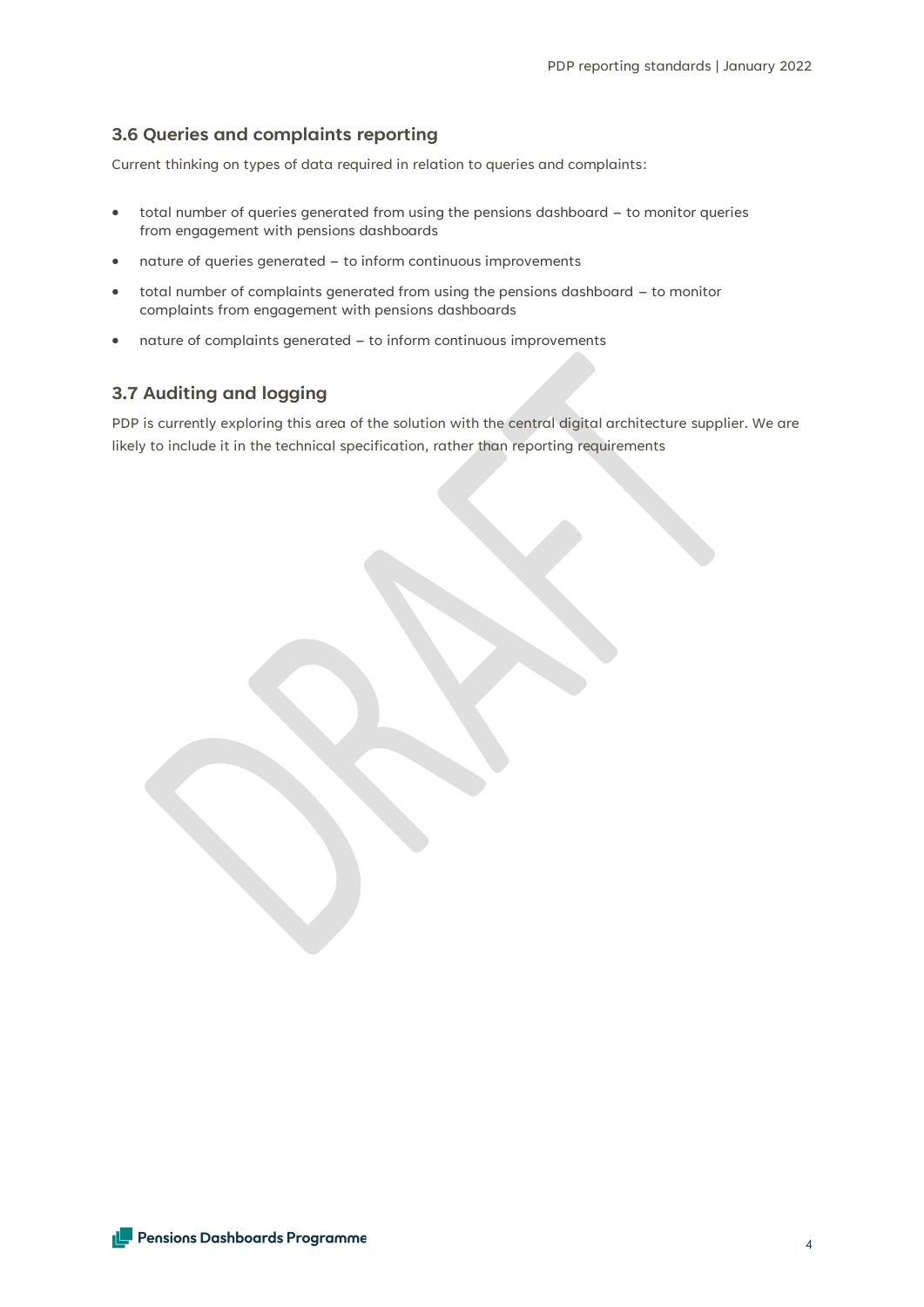### 3.6 Queries and complaints reporting

Current thinking on types of data required in relation to queries and complaints:

- total number of queries generated from using the pensions dashboard – to monitor queries from engagement with pensions dashboards
- nature of queries generated – to inform continuous improvements
- total number of complaints generated from using the pensions dashboard – to monitor complaints from engagement with pensions dashboards
- nature of complaints generated – to inform continuous improvements

### 3.7 Auditing and logging

PDP is currently exploring this area of the solution with the central digital architecture supplier. We are likely to include it in the technical specification, rather than reporting requirements